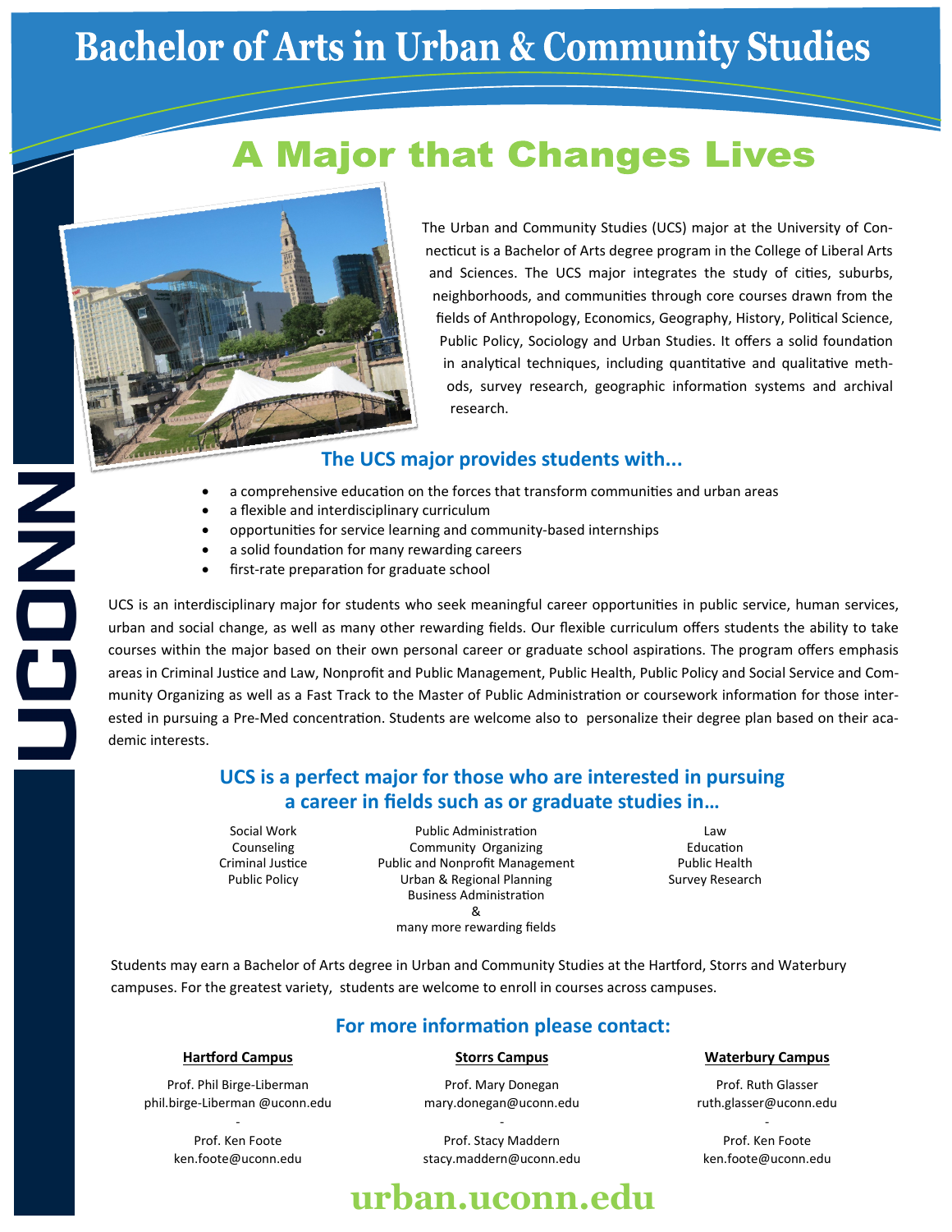# Bachelor of Arts in Urban & Community Studies

## A Major that Changes Lives

The Urban and Community Studies (UCS) major at the University of Connecticut is a Bachelor of Arts degree program in the College of Liberal Arts and Sciences. The UCS major integrates the study of cities, suburbs, neighborhoods, and communities through core courses drawn from the fields of Anthropology, Economics, Geography, History, Political Science, Public Policy, Sociology and Urban Studies. It offers a solid foundation in analytical techniques, including quantitative and qualitative methods, survey research, geographic information systems and archival research.

### The UCS major provides students with...

- a comprehensive education on the forces that transform communities and urban areas
- a flexible and interdisciplinary curriculum
- opportunities for service learning and community-based internships
- a solid foundation for many rewarding careers
- first-rate preparation for graduate school

UCS is an interdisciplinary major for students who seek meaningful career opportunities in public service, human services, urban and social change, as well as many other rewarding fields. Our flexible curriculum offers students the ability to take courses within the major based on their own personal career or graduate school aspirations. The program offers emphasis areas in Criminal Justice and Law, Nonprofit and Public Management, Public Health, Public Policy and Social Service and Community Organizing as well as a Fast Track to the Master of Public Administration or coursework information for those interested in pursuing a Pre-Med concentration. Students are welcome also to personalize their degree plan based on their academic interests.

### UCS is a perfect major for those who are interested in pursuing a career in fields such as or graduate studies in…

Social Work
Counseling
Criminal Justice
Public Policy

Public Administration
Community Organizing
Public and Nonprofit Management
Urban & Regional Planning
Business Administration
&
many more rewarding fields

Law
Education
Public Health
Survey Research

Students may earn a Bachelor of Arts degree in Urban and Community Studies at the Hartford, Storrs and Waterbury campuses. For the greatest variety, students are welcome to enroll in courses across campuses.

### For more information please contact:

**Hartford Campus**

Prof. Phil Birge-Liberman
phil.birge-Liberman @uconn.edu
-
Prof. Ken Foote
ken.foote@uconn.edu

**Storrs Campus**

Prof. Mary Donegan
mary.donegan@uconn.edu
-
Prof. Stacy Maddern
stacy.maddern@uconn.edu

**Waterbury Campus**

Prof. Ruth Glasser
ruth.glasser@uconn.edu
-
Prof. Ken Foote
ken.foote@uconn.edu

UCONN

**urban.uconn.edu**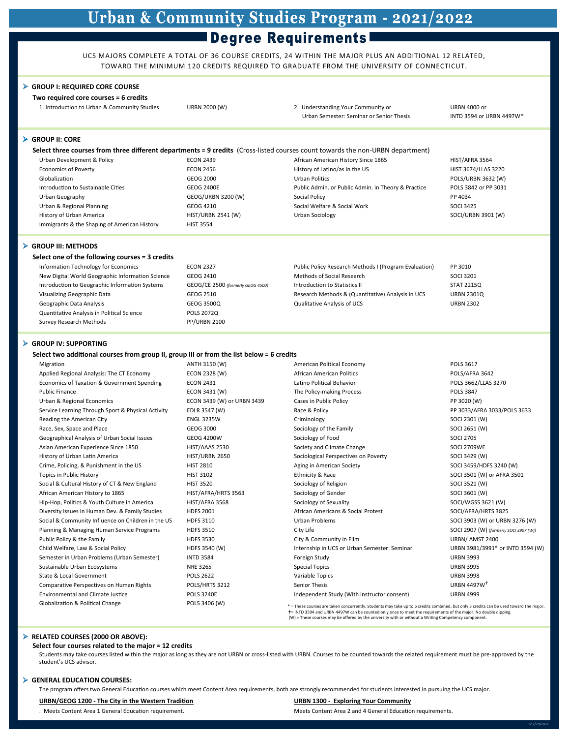# Urban & Community Studies Program - 2021/2022

## Degree Requirements

UCS MAJORS COMPLETE A TOTAL OF 36 COURSE CREDITS, 24 WITHIN THE MAJOR PLUS AN ADDITIONAL 12 RELATED, TOWARD THE MINIMUM 120 CREDITS REQUIRED TO GRADUATE FROM THE UNIVERSITY OF CONNECTICUT.

### GROUP I: REQUIRED CORE COURSE

**Two required core courses = 6 credits**

| | | | |
|---|---|---|---|
| 1. Introduction to Urban & Community Studies | URBN 2000 (W) | 2. Understanding Your Community or Urban Semester: Seminar or Senior Thesis | URBN 4000 or INTD 3594 or URBN 4497W* |

### GROUP II: CORE

**Select three courses from three different departments = 9 credits** (Cross-listed courses count towards the non-URBN department)

| | | | |
|---|---|---|---|
| Urban Development & Policy | ECON 2439 | African American History Since 1865 | HIST/AFRA 3564 |
| Economics of Poverty | ECON 2456 | History of Latino/as in the US | HIST 3674/LLAS 3220 |
| Globalization | GEOG 2000 | Urban Politics | POLS/URBN 3632 (W) |
| Introduction to Sustainable Cities | GEOG 2400E | Public Admin. or Public Admin. in Theory & Practice | POLS 3842 or PP 3031 |
| Urban Geography | GEOG/URBN 3200 (W) | Social Policy | PP 4034 |
| Urban & Regional Planning | GEOG 4210 | Social Welfare & Social Work | SOCI 3425 |
| History of Urban America | HIST/URBN 2541 (W) | Urban Sociology | SOCI/URBN 3901 (W) |
| Immigrants & the Shaping of American History | HIST 3554 | | |

### GROUP III: METHODS

**Select one of the following courses = 3 credits**

| | | | |
|---|---|---|---|
| Information Technology for Economics | ECON 2327 | Public Policy Research Methods I (Program Evaluation) | PP 3010 |
| New Digital World Geographic Information Science | GEOG 2410 | Methods of Social Research | SOCI 3201 |
| Introduction to Geographic Information Systems | GEOG/CE 2500 *(formerly GEOG 4500)* | Introduction to Statistics II | STAT 2215Q |
| Visualizing Geographic Data | GEOG 2510 | Research Methods & (Quantitative) Analysis in UCS | URBN 2301Q |
| Geographic Data Analysis | GEOG 3500Q | Qualitative Analysis of UCS | URBN 2302 |
| Quantitative Analysis in Political Science | POLS 2072Q | | |
| Survey Research Methods | PP/URBN 2100 | | |

### GROUP IV: SUPPORTING

**Select two additional courses from group II, group III or from the list below = 6 credits**

| | | | |
|---|---|---|---|
| Migration | ANTH 3150 (W) | American Political Economy | POLS 3617 |
| Applied Regional Analysis: The CT Economy | ECON 2328 (W) | African American Politics | POLS/AFRA 3642 |
| Economics of Taxation & Government Spending | ECON 2431 | Latino Political Behavior | POLS 3662/LLAS 3270 |
| Public Finance | ECON 3431 (W) | The Policy-making Process | POLS 3847 |
| Urban & Regional Economics | ECON 3439 (W) or URBN 3439 | Cases in Public Policy | PP 3020 (W) |
| Service Learning Through Sport & Physical Activity | EDLR 3547 (W) | Race & Policy | PP 3033/AFRA 3033/POLS 3633 |
| Reading the American City | ENGL 3235W | Criminology | SOCI 2301 (W) |
| Race, Sex, Space and Place | GEOG 3000 | Sociology of the Family | SOCI 2651 (W) |
| Geographical Analysis of Urban Social Issues | GEOG 4200W | Sociology of Food | SOCI 2705 |
| Asian American Experience Since 1850 | HIST/AAAS 2530 | Society and Climate Change | SOCI 2709WE |
| History of Urban Latin America | HIST/URBN 2650 | Sociological Perspectives on Poverty | SOCI 3429 (W) |
| Crime, Policing, & Punishment in the US | HIST 2810 | Aging in American Society | SOCI 3459/HDFS 3240 (W) |
| Topics in Public History | HIST 3102 | Ethnicity & Race | SOCI 3501 (W) or AFRA 3501 |
| Social & Cultural History of CT & New England | HIST 3520 | Sociology of Religion | SOCI 3521 (W) |
| African American History to 1865 | HIST/AFRA/HRTS 3563 | Sociology of Gender | SOCI 3601 (W) |
| Hip-Hop, Politics & Youth Culture in America | HIST/AFRA 3568 | Sociology of Sexuality | SOCI/WGSS 3621 (W) |
| Diversity Issues in Human Dev. & Family Studies | HDFS 2001 | African Americans & Social Protest | SOCI/AFRA/HRTS 3825 |
| Social & Community Influence on Children in the US | HDFS 3110 | Urban Problems | SOCI 3903 (W) or URBN 3276 (W) |
| Planning & Managing Human Service Programs | HDFS 3510 | City Life | SOCI 2907 (W) *(formerly SOCI 3907 (W))* |
| Public Policy & the Family | HDFS 3530 | City & Community in Film | URBN/ AMST 2400 |
| Child Welfare, Law & Social Policy | HDFS 3540 (W) | Internship in UCS or Urban Semester: Seminar | URBN 3981/3991* or INTD 3594 (W) |
| Semester in Urban Problems (Urban Semester) | INTD 3584 | Foreign Study | URBN 3993 |
| Sustainable Urban Ecosystems | NRE 3265 | Special Topics | URBN 3995 |
| State & Local Government | POLS 2622 | Variable Topics | URBN 3998 |
| Comparative Perspectives on Human Rights | POLS/HRTS 3212 | Senior Thesis | URBN 4497W† |
| Environmental and Climate Justice | POLS 3240E | Independent Study (With instructor consent) | URBN 4999 |
| Globalization & Political Change | POLS 3406 (W) | | |

\* = These courses are taken concurrently. Students may take up to 6 credits combined, but only 3 credits can be used toward the major.
† = INTD 3594 and URBN 4497W can be counted only once to meet the requirements of the major. No double dipping.
(W) = These courses may be offered by the university with or without a Writing Competency component.

### RELATED COURSES (2000 OR ABOVE):

**Select four courses related to the major = 12 credits**

Students may take courses listed within the major as long as they are not URBN or cross-listed with URBN. Courses to be counted towards the related requirement must be pre-approved by the student's UCS advisor.

### GENERAL EDUCATION COURSES:

The program offers two General Education courses which meet Content Area requirements, both are strongly recommended for students interested in pursuing the UCS major.

**URBN/GEOG 1200 - The City in the Western Tradition**

. Meets Content Area 1 General Education requirement.

**URBN 1300 - Exploring Your Community**

Meets Content Area 2 and 4 General Education requirements.

RV 7/29/2021